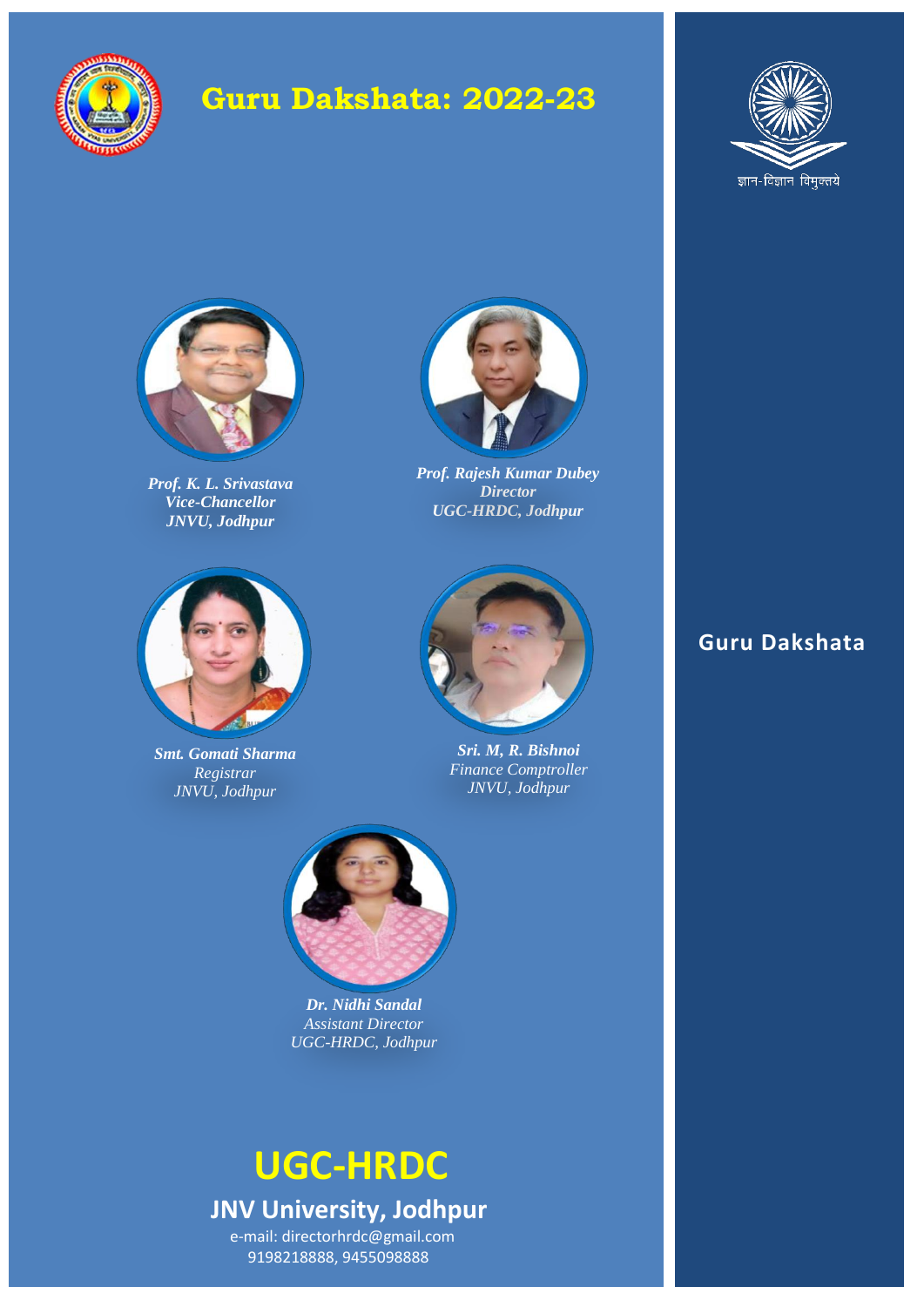# Guru Dakshata: 2022-23

ज्ञान-विज्ञान विमुक्तये

***Prof. K. L. Srivastava***
***Vice-Chancellor***
***JNVU, Jodhpur***

***Prof. Rajesh Kumar Dubey***
***Director***
***UGC-HRDC, Jodhpur***

***Smt. Gomati Sharma***
*Registrar*
*JNVU, Jodhpur*

***Sri. M, R. Bishnoi***
*Finance Comptroller*
*JNVU, Jodhpur*

***Dr. Nidhi Sandal***
*Assistant Director*
*UGC-HRDC, Jodhpur*

**Guru Dakshata**

# UGC-HRDC

## JNV University, Jodhpur

e-mail: directorhrdc@gmail.com
9198218888, 9455098888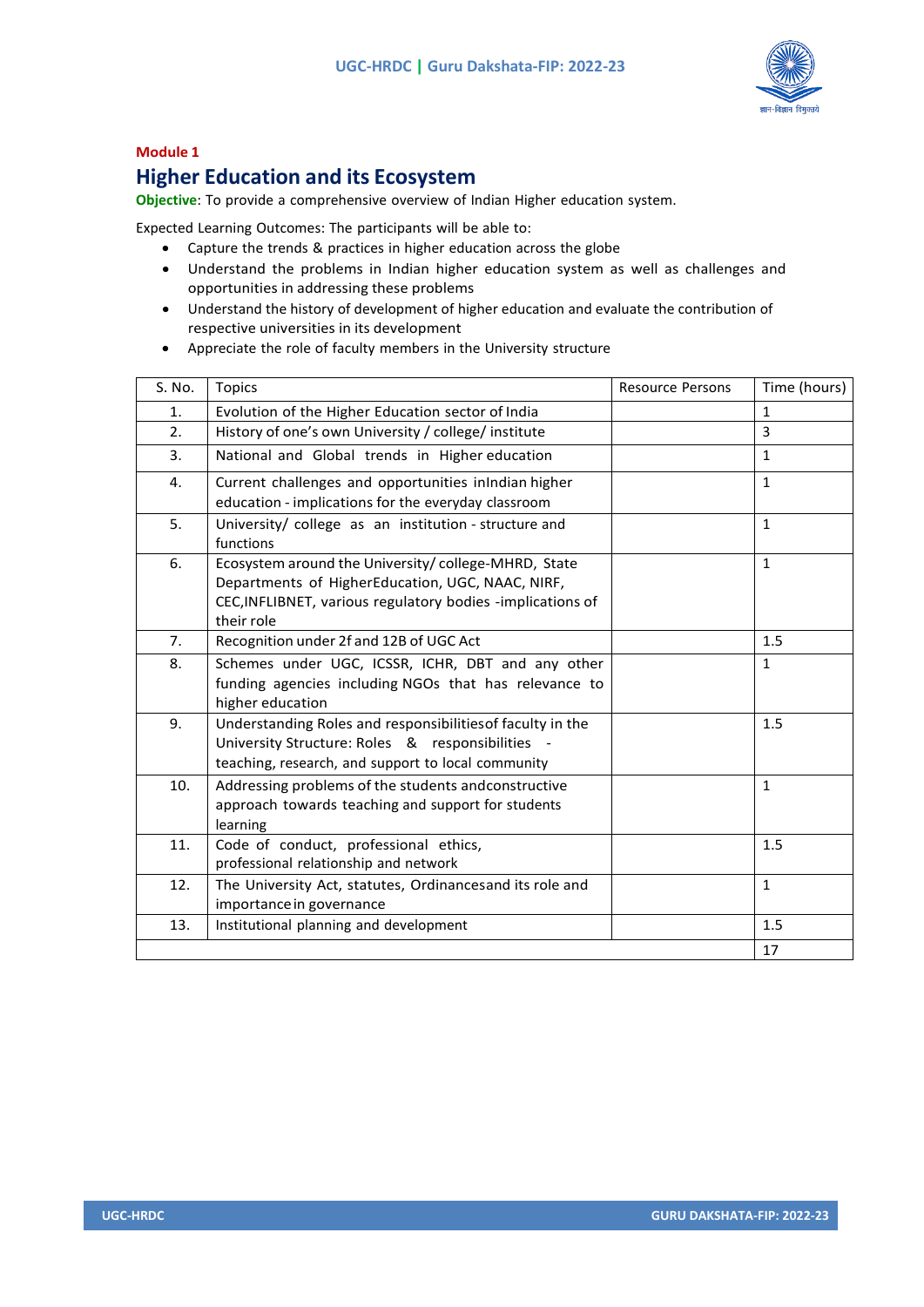**Module 1**

## Higher Education and its Ecosystem

**Objective**: To provide a comprehensive overview of Indian Higher education system.

Expected Learning Outcomes: The participants will be able to:

- Capture the trends & practices in higher education across the globe
- Understand the problems in Indian higher education system as well as challenges and opportunities in addressing these problems
- Understand the history of development of higher education and evaluate the contribution of respective universities in its development
- Appreciate the role of faculty members in the University structure

| S. No. | Topics | Resource Persons | Time (hours) |
|---|---|---|---|
| 1. | Evolution of the Higher Education sector of India | | 1 |
| 2. | History of one's own University / college/ institute | | 3 |
| 3. | National and Global trends in Higher education | | 1 |
| 4. | Current challenges and opportunities inIndian higher education - implications for the everyday classroom | | 1 |
| 5. | University/ college as an institution - structure and functions | | 1 |
| 6. | Ecosystem around the University/ college-MHRD, State Departments of HigherEducation, UGC, NAAC, NIRF, CEC,INFLIBNET, various regulatory bodies -implications of their role | | 1 |
| 7. | Recognition under 2f and 12B of UGC Act | | 1.5 |
| 8. | Schemes under UGC, ICSSR, ICHR, DBT and any other funding agencies including NGOs that has relevance to higher education | | 1 |
| 9. | Understanding Roles and responsibilitiesof faculty in the University Structure: Roles & responsibilities - teaching, research, and support to local community | | 1.5 |
| 10. | Addressing problems of the students andconstructive approach towards teaching and support for students learning | | 1 |
| 11. | Code of conduct, professional ethics, professional relationship and network | | 1.5 |
| 12. | The University Act, statutes, Ordinancesand its role and importance in governance | | 1 |
| 13. | Institutional planning and development | | 1.5 |
| | | | 17 |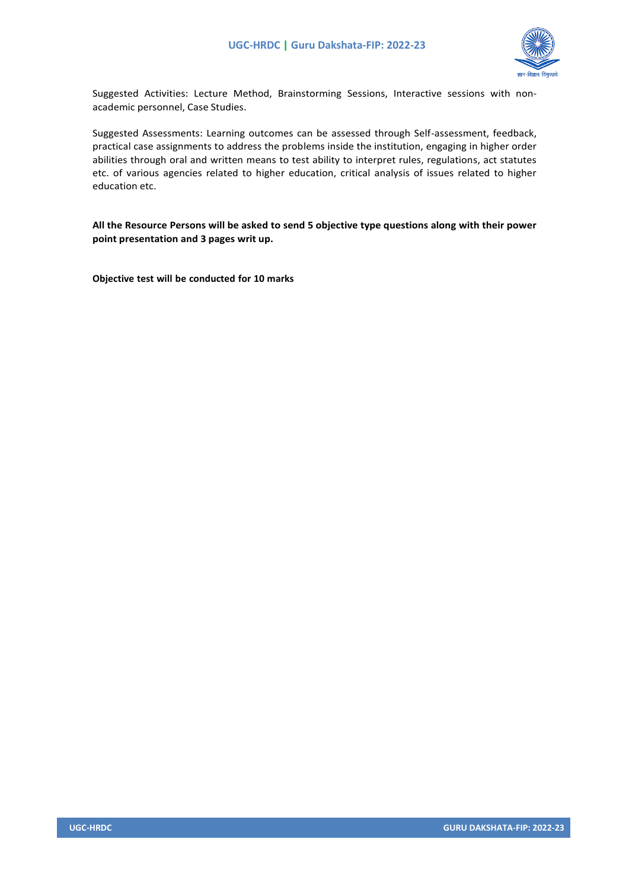Suggested Activities: Lecture Method, Brainstorming Sessions, Interactive sessions with non-academic personnel, Case Studies.

Suggested Assessments: Learning outcomes can be assessed through Self-assessment, feedback, practical case assignments to address the problems inside the institution, engaging in higher order abilities through oral and written means to test ability to interpret rules, regulations, act statutes etc. of various agencies related to higher education, critical analysis of issues related to higher education etc.

**All the Resource Persons will be asked to send 5 objective type questions along with their power point presentation and 3 pages writ up.**

**Objective test will be conducted for 10 marks**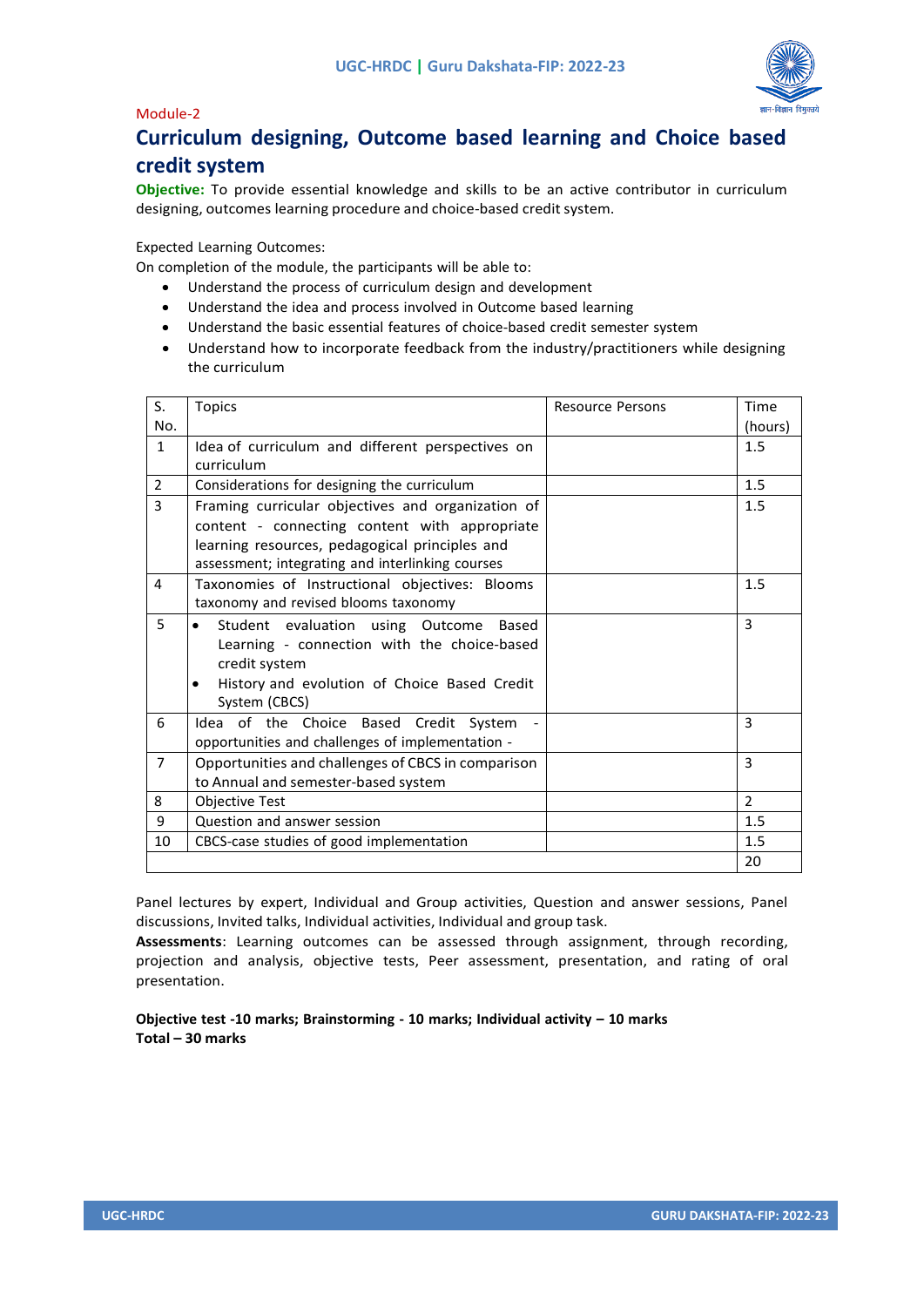Module-2

# Curriculum designing, Outcome based learning and Choice based credit system

**Objective:** To provide essential knowledge and skills to be an active contributor in curriculum designing, outcomes learning procedure and choice-based credit system.

Expected Learning Outcomes:

On completion of the module, the participants will be able to:

- Understand the process of curriculum design and development
- Understand the idea and process involved in Outcome based learning
- Understand the basic essential features of choice-based credit semester system
- Understand how to incorporate feedback from the industry/practitioners while designing the curriculum

| S. No. | Topics | Resource Persons | Time (hours) |
|---|---|---|---|
| 1 | Idea of curriculum and different perspectives on curriculum | | 1.5 |
| 2 | Considerations for designing the curriculum | | 1.5 |
| 3 | Framing curricular objectives and organization of content - connecting content with appropriate learning resources, pedagogical principles and assessment; integrating and interlinking courses | | 1.5 |
| 4 | Taxonomies of Instructional objectives: Blooms taxonomy and revised blooms taxonomy | | 1.5 |
| 5 | • Student evaluation using Outcome Based Learning - connection with the choice-based credit system<br>• History and evolution of Choice Based Credit System (CBCS) | | 3 |
| 6 | Idea of the Choice Based Credit System - opportunities and challenges of implementation - | | 3 |
| 7 | Opportunities and challenges of CBCS in comparison to Annual and semester-based system | | 3 |
| 8 | Objective Test | | 2 |
| 9 | Question and answer session | | 1.5 |
| 10 | CBCS-case studies of good implementation | | 1.5 |
| | | | 20 |

Panel lectures by expert, Individual and Group activities, Question and answer sessions, Panel discussions, Invited talks, Individual activities, Individual and group task.

**Assessments**: Learning outcomes can be assessed through assignment, through recording, projection and analysis, objective tests, Peer assessment, presentation, and rating of oral presentation.

**Objective test -10 marks; Brainstorming - 10 marks; Individual activity – 10 marks**
**Total – 30 marks**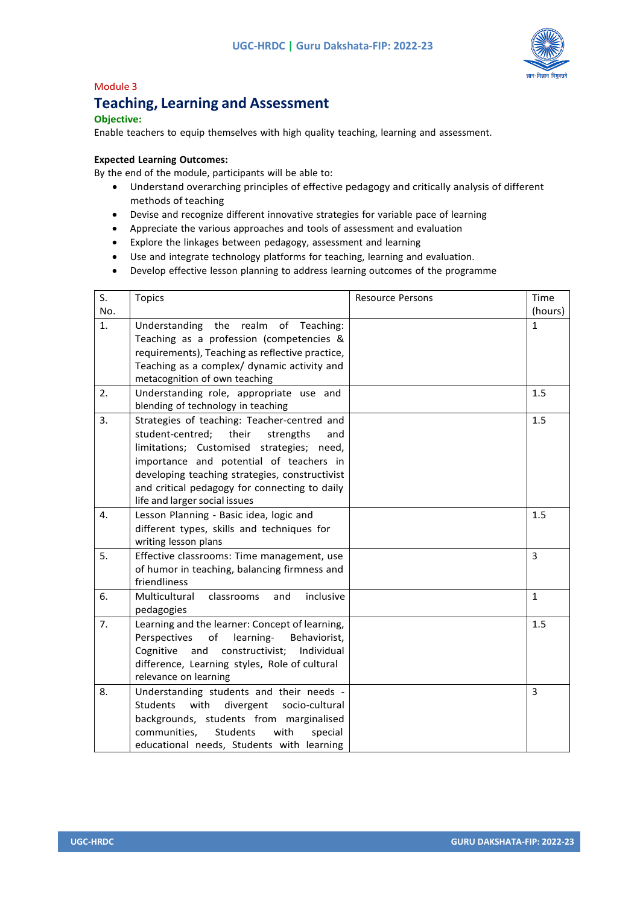Module 3

## Teaching, Learning and Assessment

**Objective:**

Enable teachers to equip themselves with high quality teaching, learning and assessment.

**Expected Learning Outcomes:**

By the end of the module, participants will be able to:

- Understand overarching principles of effective pedagogy and critically analysis of different methods of teaching
- Devise and recognize different innovative strategies for variable pace of learning
- Appreciate the various approaches and tools of assessment and evaluation
- Explore the linkages between pedagogy, assessment and learning
- Use and integrate technology platforms for teaching, learning and evaluation.
- Develop effective lesson planning to address learning outcomes of the programme

| S. No. | Topics | Resource Persons | Time (hours) |
|---|---|---|---|
| 1. | Understanding the realm of Teaching: Teaching as a profession (competencies & requirements), Teaching as reflective practice, Teaching as a complex/ dynamic activity and metacognition of own teaching | | 1 |
| 2. | Understanding role, appropriate use and blending of technology in teaching | | 1.5 |
| 3. | Strategies of teaching: Teacher-centred and student-centred; their strengths and limitations; Customised strategies; need, importance and potential of teachers in developing teaching strategies, constructivist and critical pedagogy for connecting to daily life and larger social issues | | 1.5 |
| 4. | Lesson Planning - Basic idea, logic and different types, skills and techniques for writing lesson plans | | 1.5 |
| 5. | Effective classrooms: Time management, use of humor in teaching, balancing firmness and friendliness | | 3 |
| 6. | Multicultural classrooms and inclusive pedagogies | | 1 |
| 7. | Learning and the learner: Concept of learning, Perspectives of learning- Behaviorist, Cognitive and constructivist; Individual difference, Learning styles, Role of cultural relevance on learning | | 1.5 |
| 8. | Understanding students and their needs - Students with divergent socio-cultural backgrounds, students from marginalised communities, Students with special educational needs, Students with learning | | 3 |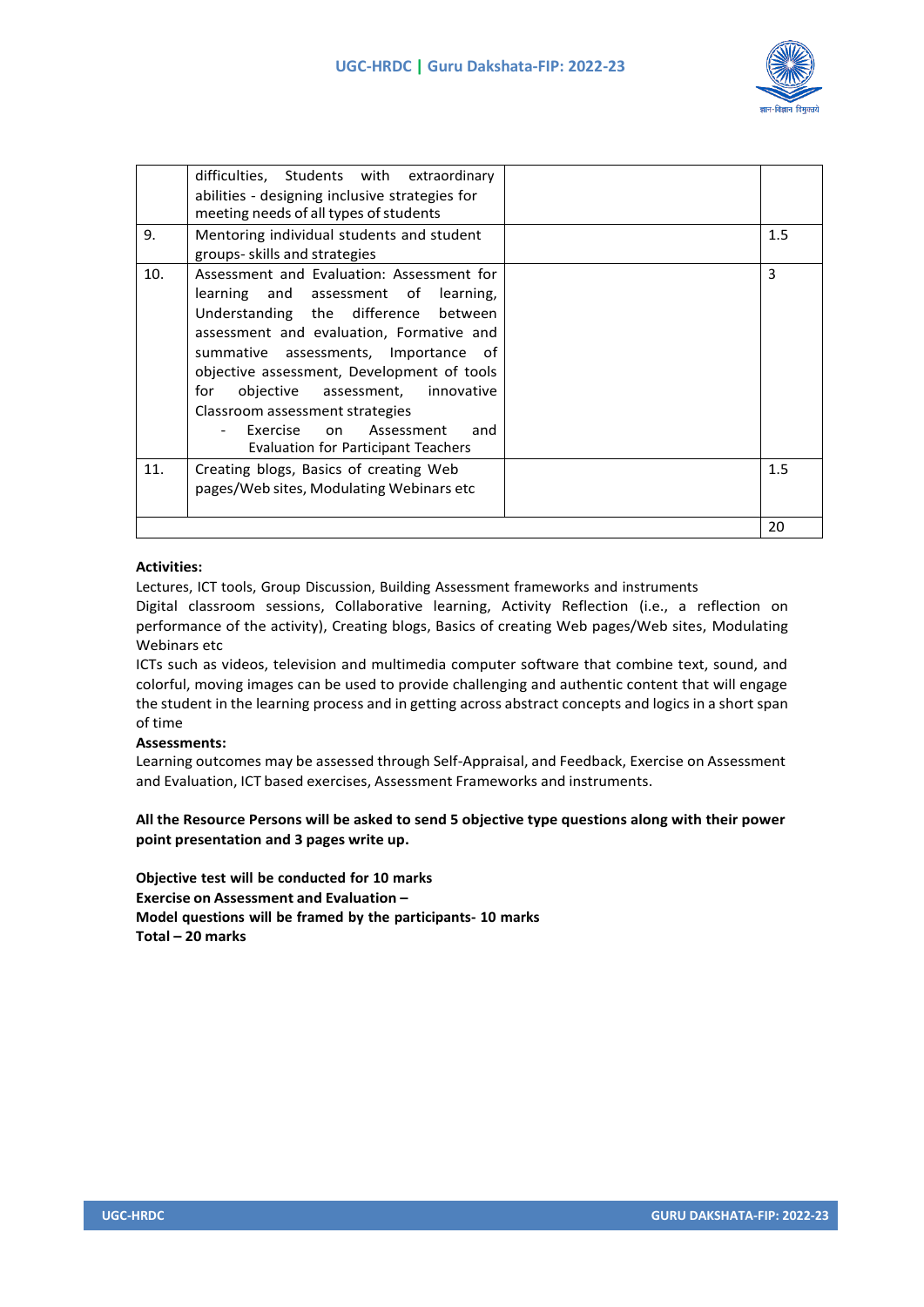|  |  |  |  |
|---|---|---|---|
|  | difficulties, Students with extraordinary abilities - designing inclusive strategies for meeting needs of all types of students |  |  |
| 9. | Mentoring individual students and student groups- skills and strategies |  | 1.5 |
| 10. | Assessment and Evaluation: Assessment for learning and assessment of learning, Understanding the difference between assessment and evaluation, Formative and summative assessments, Importance of objective assessment, Development of tools for objective assessment, innovative Classroom assessment strategies<br>- Exercise on Assessment and Evaluation for Participant Teachers |  | 3 |
| 11. | Creating blogs, Basics of creating Web pages/Web sites, Modulating Webinars etc |  | 1.5 |
|  |  |  | 20 |

**Activities:**

Lectures, ICT tools, Group Discussion, Building Assessment frameworks and instruments

Digital classroom sessions, Collaborative learning, Activity Reflection (i.e., a reflection on performance of the activity), Creating blogs, Basics of creating Web pages/Web sites, Modulating Webinars etc

ICTs such as videos, television and multimedia computer software that combine text, sound, and colorful, moving images can be used to provide challenging and authentic content that will engage the student in the learning process and in getting across abstract concepts and logics in a short span of time

**Assessments:**

Learning outcomes may be assessed through Self-Appraisal, and Feedback, Exercise on Assessment and Evaluation, ICT based exercises, Assessment Frameworks and instruments.

**All the Resource Persons will be asked to send 5 objective type questions along with their power point presentation and 3 pages write up.**

**Objective test will be conducted for 10 marks**
**Exercise on Assessment and Evaluation –**
**Model questions will be framed by the participants- 10 marks**
**Total – 20 marks**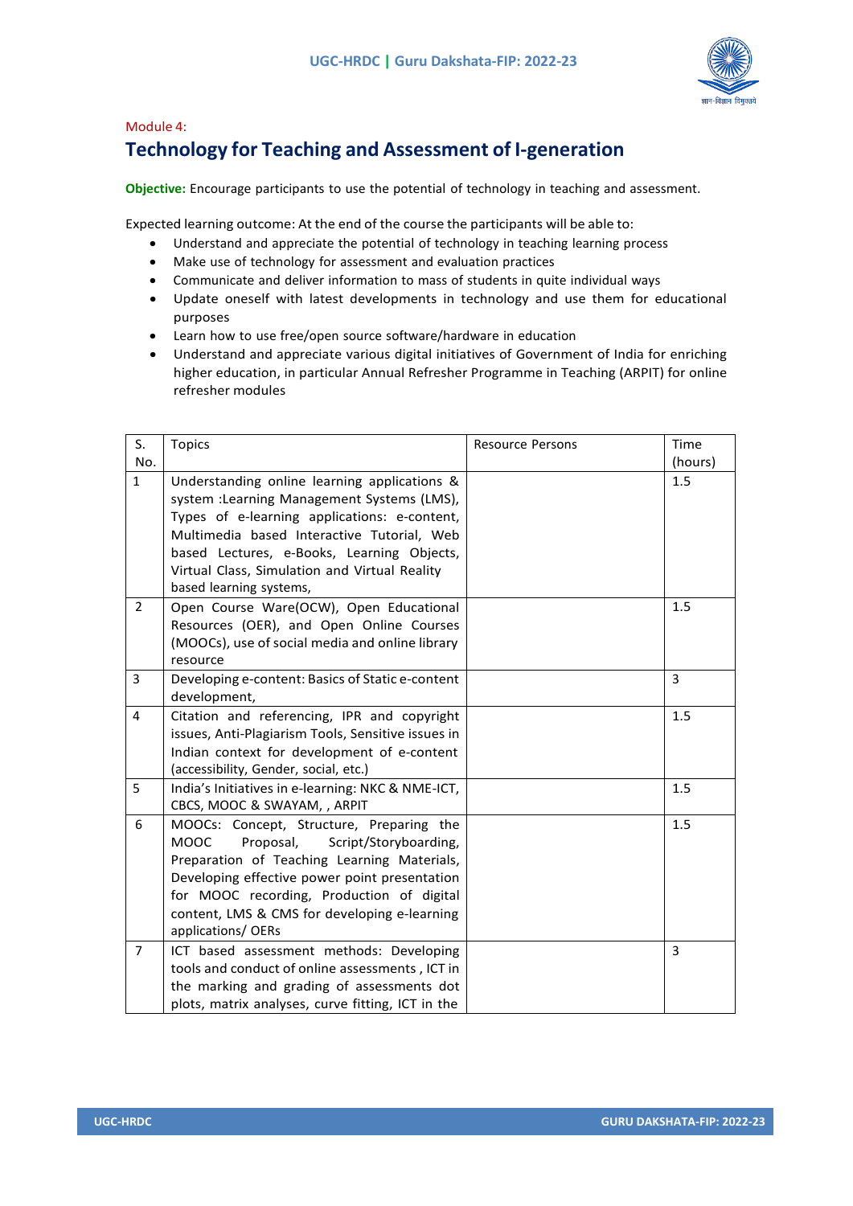Module 4:

## Technology for Teaching and Assessment of I-generation

**Objective:** Encourage participants to use the potential of technology in teaching and assessment.

Expected learning outcome: At the end of the course the participants will be able to:

- Understand and appreciate the potential of technology in teaching learning process
- Make use of technology for assessment and evaluation practices
- Communicate and deliver information to mass of students in quite individual ways
- Update oneself with latest developments in technology and use them for educational purposes
- Learn how to use free/open source software/hardware in education
- Understand and appreciate various digital initiatives of Government of India for enriching higher education, in particular Annual Refresher Programme in Teaching (ARPIT) for online refresher modules

| S. No. | Topics | Resource Persons | Time (hours) |
|---|---|---|---|
| 1 | Understanding online learning applications & system :Learning Management Systems (LMS), Types of e-learning applications: e-content, Multimedia based Interactive Tutorial, Web based Lectures, e-Books, Learning Objects, Virtual Class, Simulation and Virtual Reality based learning systems, | | 1.5 |
| 2 | Open Course Ware(OCW), Open Educational Resources (OER), and Open Online Courses (MOOCs), use of social media and online library resource | | 1.5 |
| 3 | Developing e-content: Basics of Static e-content development, | | 3 |
| 4 | Citation and referencing, IPR and copyright issues, Anti-Plagiarism Tools, Sensitive issues in Indian context for development of e-content (accessibility, Gender, social, etc.) | | 1.5 |
| 5 | India's Initiatives in e-learning: NKC & NME-ICT, CBCS, MOOC & SWAYAM, , ARPIT | | 1.5 |
| 6 | MOOCs: Concept, Structure, Preparing the MOOC Proposal, Script/Storyboarding, Preparation of Teaching Learning Materials, Developing effective power point presentation for MOOC recording, Production of digital content, LMS & CMS for developing e-learning applications/ OERs | | 1.5 |
| 7 | ICT based assessment methods: Developing tools and conduct of online assessments , ICT in the marking and grading of assessments dot plots, matrix analyses, curve fitting, ICT in the | | 3 |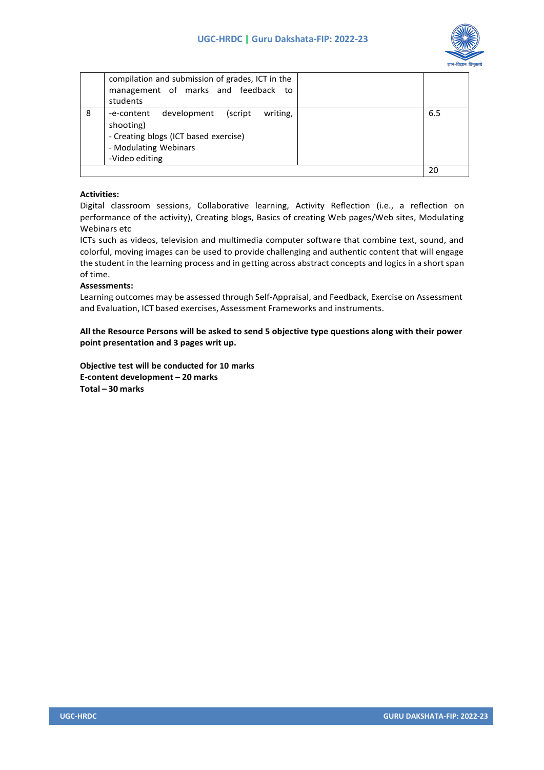| | | | |
|---|---|---|---|
| | compilation and submission of grades, ICT in the management of marks and feedback to students | | |
| 8 | -e-content development (script writing, shooting)<br>- Creating blogs (ICT based exercise)<br>- Modulating Webinars<br>-Video editing | | 6.5 |
| | | | 20 |

**Activities:**

Digital classroom sessions, Collaborative learning, Activity Reflection (i.e., a reflection on performance of the activity), Creating blogs, Basics of creating Web pages/Web sites, Modulating Webinars etc

ICTs such as videos, television and multimedia computer software that combine text, sound, and colorful, moving images can be used to provide challenging and authentic content that will engage the student in the learning process and in getting across abstract concepts and logics in a short span of time.

**Assessments:**

Learning outcomes may be assessed through Self-Appraisal, and Feedback, Exercise on Assessment and Evaluation, ICT based exercises, Assessment Frameworks and instruments.

**All the Resource Persons will be asked to send 5 objective type questions along with their power point presentation and 3 pages writ up.**

**Objective test will be conducted for 10 marks**
**E-content development – 20 marks**
**Total – 30 marks**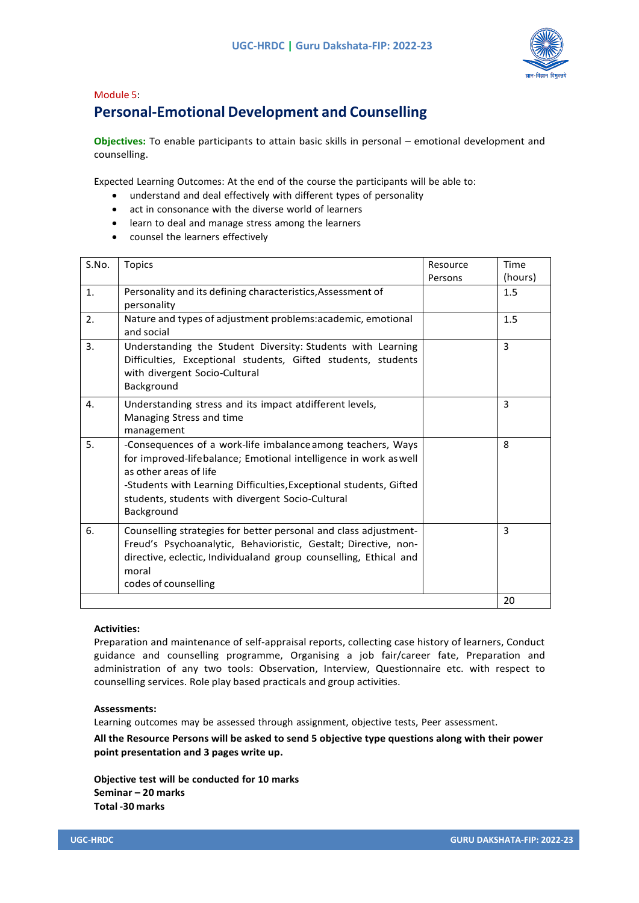Module 5:

## Personal-Emotional Development and Counselling

**Objectives:** To enable participants to attain basic skills in personal – emotional development and counselling.

Expected Learning Outcomes: At the end of the course the participants will be able to:

- understand and deal effectively with different types of personality
- act in consonance with the diverse world of learners
- learn to deal and manage stress among the learners
- counsel the learners effectively

| S.No. | Topics | Resource Persons | Time (hours) |
|---|---|---|---|
| 1. | Personality and its defining characteristics,Assessment of personality | | 1.5 |
| 2. | Nature and types of adjustment problems:academic, emotional and social | | 1.5 |
| 3. | Understanding the Student Diversity: Students with Learning Difficulties, Exceptional students, Gifted students, students with divergent Socio-Cultural Background | | 3 |
| 4. | Understanding stress and its impact atdifferent levels, Managing Stress and time management | | 3 |
| 5. | -Consequences of a work-life imbalanceamong teachers, Ways for improved-lifebalance; Emotional intelligence in work aswell as other areas of life<br>-Students with Learning Difficulties,Exceptional students, Gifted students, students with divergent Socio-Cultural Background | | 8 |
| 6. | Counselling strategies for better personal and class adjustment- Freud's Psychoanalytic, Behavioristic, Gestalt; Directive, non-directive, eclectic, Individualand group counselling, Ethical and moral codes of counselling | | 3 |
| | | | 20 |

**Activities:**

Preparation and maintenance of self-appraisal reports, collecting case history of learners, Conduct guidance and counselling programme, Organising a job fair/career fate, Preparation and administration of any two tools: Observation, Interview, Questionnaire etc. with respect to counselling services. Role play based practicals and group activities.

**Assessments:**

Learning outcomes may be assessed through assignment, objective tests, Peer assessment.

**All the Resource Persons will be asked to send 5 objective type questions along with their power point presentation and 3 pages write up.**

**Objective test will be conducted for 10 marks**
**Seminar – 20 marks**
**Total -30 marks**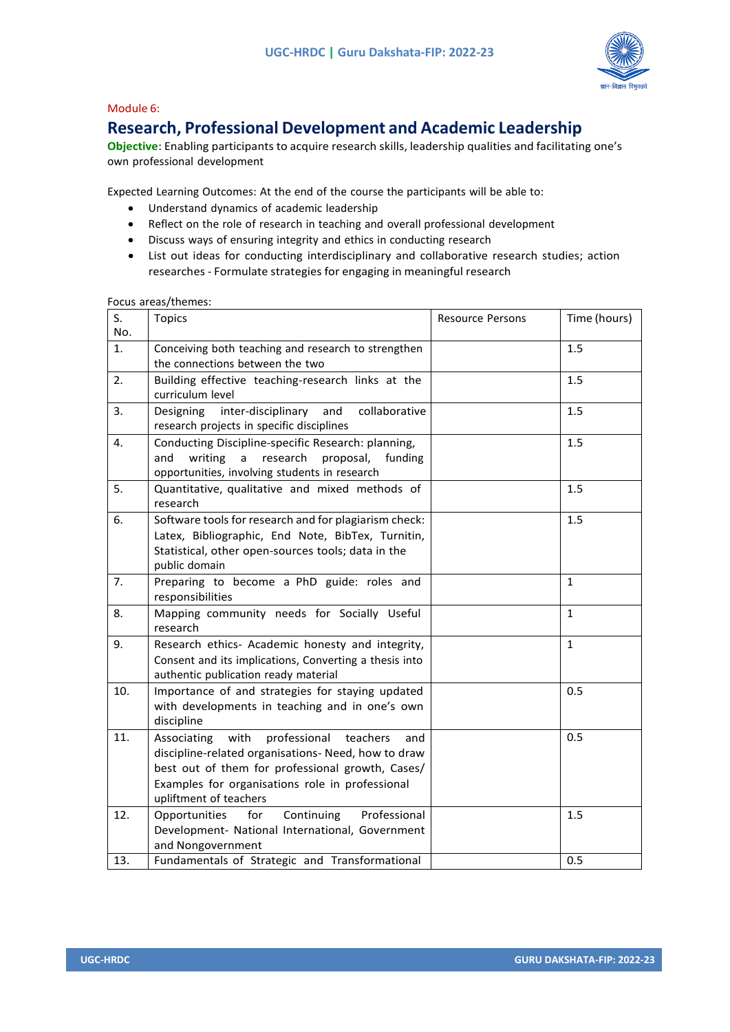Module 6:

## Research, Professional Development and Academic Leadership

**Objective**: Enabling participants to acquire research skills, leadership qualities and facilitating one's own professional development

Expected Learning Outcomes: At the end of the course the participants will be able to:

- Understand dynamics of academic leadership
- Reflect on the role of research in teaching and overall professional development
- Discuss ways of ensuring integrity and ethics in conducting research
- List out ideas for conducting interdisciplinary and collaborative research studies; action researches - Formulate strategies for engaging in meaningful research

Focus areas/themes:

| S. No. | Topics | Resource Persons | Time (hours) |
|---|---|---|---|
| 1. | Conceiving both teaching and research to strengthen the connections between the two | | 1.5 |
| 2. | Building effective teaching-research links at the curriculum level | | 1.5 |
| 3. | Designing inter-disciplinary and collaborative research projects in specific disciplines | | 1.5 |
| 4. | Conducting Discipline-specific Research: planning, and writing a research proposal, funding opportunities, involving students in research | | 1.5 |
| 5. | Quantitative, qualitative and mixed methods of research | | 1.5 |
| 6. | Software tools for research and for plagiarism check: Latex, Bibliographic, End Note, BibTex, Turnitin, Statistical, other open-sources tools; data in the public domain | | 1.5 |
| 7. | Preparing to become a PhD guide: roles and responsibilities | | 1 |
| 8. | Mapping community needs for Socially Useful research | | 1 |
| 9. | Research ethics- Academic honesty and integrity, Consent and its implications, Converting a thesis into authentic publication ready material | | 1 |
| 10. | Importance of and strategies for staying updated with developments in teaching and in one's own discipline | | 0.5 |
| 11. | Associating with professional teachers and discipline-related organisations- Need, how to draw best out of them for professional growth, Cases/ Examples for organisations role in professional upliftment of teachers | | 0.5 |
| 12. | Opportunities for Continuing Professional Development- National International, Government and Nongovernment | | 1.5 |
| 13. | Fundamentals of Strategic and Transformational | | 0.5 |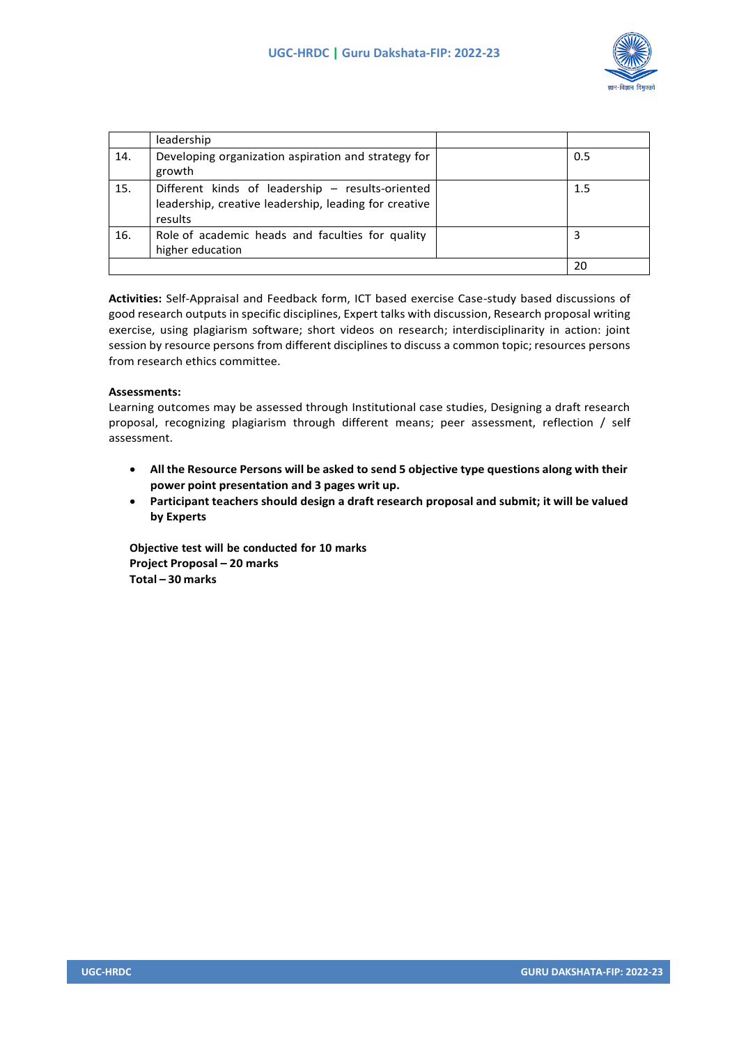|  |  |  |  |
|---|---|---|---|
|  | leadership |  |  |
| 14. | Developing organization aspiration and strategy for growth |  | 0.5 |
| 15. | Different kinds of leadership – results-oriented leadership, creative leadership, leading for creative results |  | 1.5 |
| 16. | Role of academic heads and faculties for quality higher education |  | 3 |
|  |  |  | 20 |

**Activities:** Self-Appraisal and Feedback form, ICT based exercise Case-study based discussions of good research outputs in specific disciplines, Expert talks with discussion, Research proposal writing exercise, using plagiarism software; short videos on research; interdisciplinarity in action: joint session by resource persons from different disciplines to discuss a common topic; resources persons from research ethics committee.

**Assessments:**

Learning outcomes may be assessed through Institutional case studies, Designing a draft research proposal, recognizing plagiarism through different means; peer assessment, reflection / self assessment.

- **All the Resource Persons will be asked to send 5 objective type questions along with their power point presentation and 3 pages writ up.**
- **Participant teachers should design a draft research proposal and submit; it will be valued by Experts**

**Objective test will be conducted for 10 marks**
**Project Proposal – 20 marks**
**Total – 30 marks**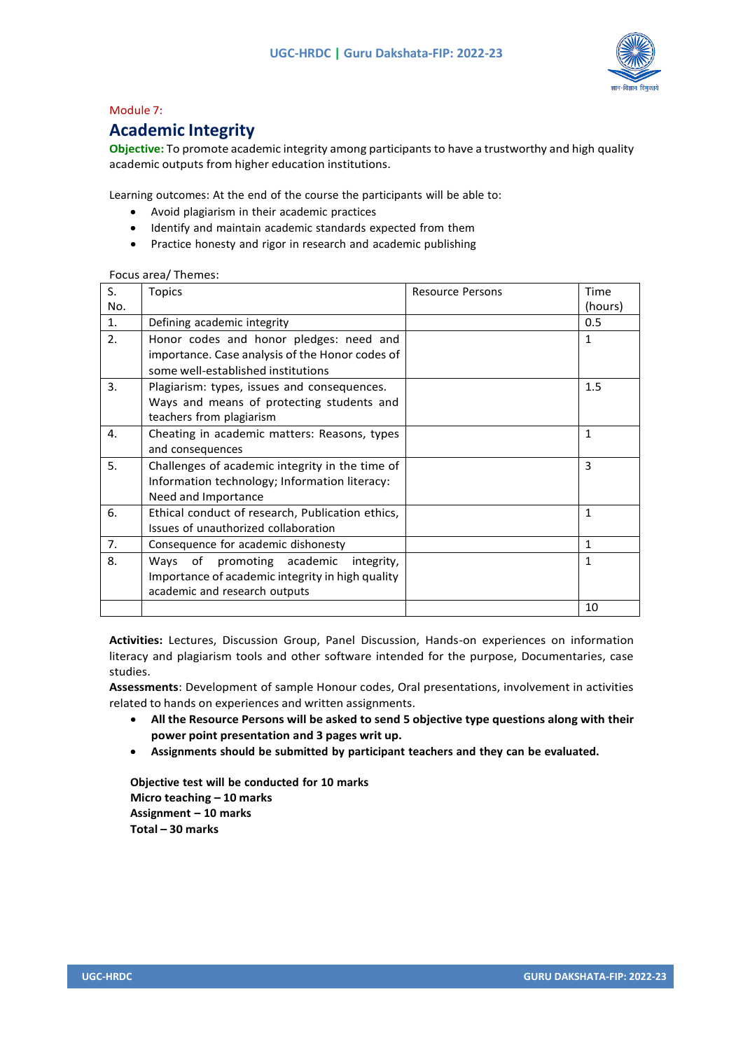Module 7:

## Academic Integrity

**Objective:** To promote academic integrity among participants to have a trustworthy and high quality academic outputs from higher education institutions.

Learning outcomes: At the end of the course the participants will be able to:

- Avoid plagiarism in their academic practices
- Identify and maintain academic standards expected from them
- Practice honesty and rigor in research and academic publishing

Focus area/ Themes:

| S. No. | Topics | Resource Persons | Time (hours) |
|---|---|---|---|
| 1. | Defining academic integrity | | 0.5 |
| 2. | Honor codes and honor pledges: need and importance. Case analysis of the Honor codes of some well-established institutions | | 1 |
| 3. | Plagiarism: types, issues and consequences. Ways and means of protecting students and teachers from plagiarism | | 1.5 |
| 4. | Cheating in academic matters: Reasons, types and consequences | | 1 |
| 5. | Challenges of academic integrity in the time of Information technology; Information literacy: Need and Importance | | 3 |
| 6. | Ethical conduct of research, Publication ethics, Issues of unauthorized collaboration | | 1 |
| 7. | Consequence for academic dishonesty | | 1 |
| 8. | Ways of promoting academic integrity, Importance of academic integrity in high quality academic and research outputs | | 1 |
| | | | 10 |

**Activities:** Lectures, Discussion Group, Panel Discussion, Hands-on experiences on information literacy and plagiarism tools and other software intended for the purpose, Documentaries, case studies.

**Assessments**: Development of sample Honour codes, Oral presentations, involvement in activities related to hands on experiences and written assignments.

- **All the Resource Persons will be asked to send 5 objective type questions along with their power point presentation and 3 pages writ up.**
- **Assignments should be submitted by participant teachers and they can be evaluated.**

**Objective test will be conducted for 10 marks**
**Micro teaching – 10 marks**
**Assignment – 10 marks**
**Total – 30 marks**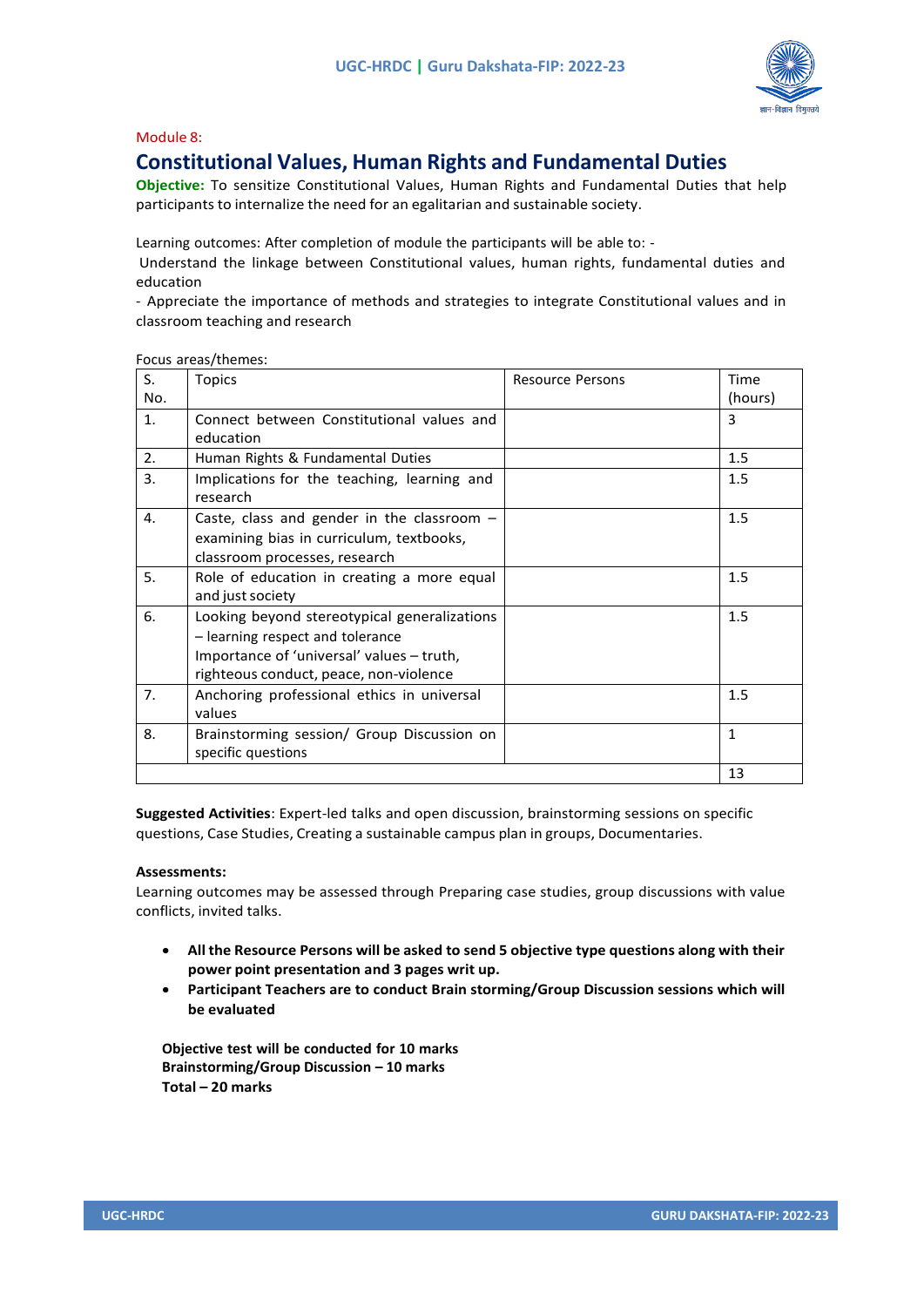Module 8:

## Constitutional Values, Human Rights and Fundamental Duties

**Objective:** To sensitize Constitutional Values, Human Rights and Fundamental Duties that help participants to internalize the need for an egalitarian and sustainable society.

Learning outcomes: After completion of module the participants will be able to: -

Understand the linkage between Constitutional values, human rights, fundamental duties and education

- Appreciate the importance of methods and strategies to integrate Constitutional values and in classroom teaching and research

Focus areas/themes:

| S. No. | Topics | Resource Persons | Time (hours) |
|---|---|---|---|
| 1. | Connect between Constitutional values and education | | 3 |
| 2. | Human Rights & Fundamental Duties | | 1.5 |
| 3. | Implications for the teaching, learning and research | | 1.5 |
| 4. | Caste, class and gender in the classroom – examining bias in curriculum, textbooks, classroom processes, research | | 1.5 |
| 5. | Role of education in creating a more equal and just society | | 1.5 |
| 6. | Looking beyond stereotypical generalizations – learning respect and tolerance Importance of 'universal' values – truth, righteous conduct, peace, non-violence | | 1.5 |
| 7. | Anchoring professional ethics in universal values | | 1.5 |
| 8. | Brainstorming session/ Group Discussion on specific questions | | 1 |
| | | | 13 |

**Suggested Activities**: Expert-led talks and open discussion, brainstorming sessions on specific questions, Case Studies, Creating a sustainable campus plan in groups, Documentaries.

**Assessments:**

Learning outcomes may be assessed through Preparing case studies, group discussions with value conflicts, invited talks.

- **All the Resource Persons will be asked to send 5 objective type questions along with their power point presentation and 3 pages writ up.**
- **Participant Teachers are to conduct Brain storming/Group Discussion sessions which will be evaluated**

**Objective test will be conducted for 10 marks**
**Brainstorming/Group Discussion – 10 marks**
**Total – 20 marks**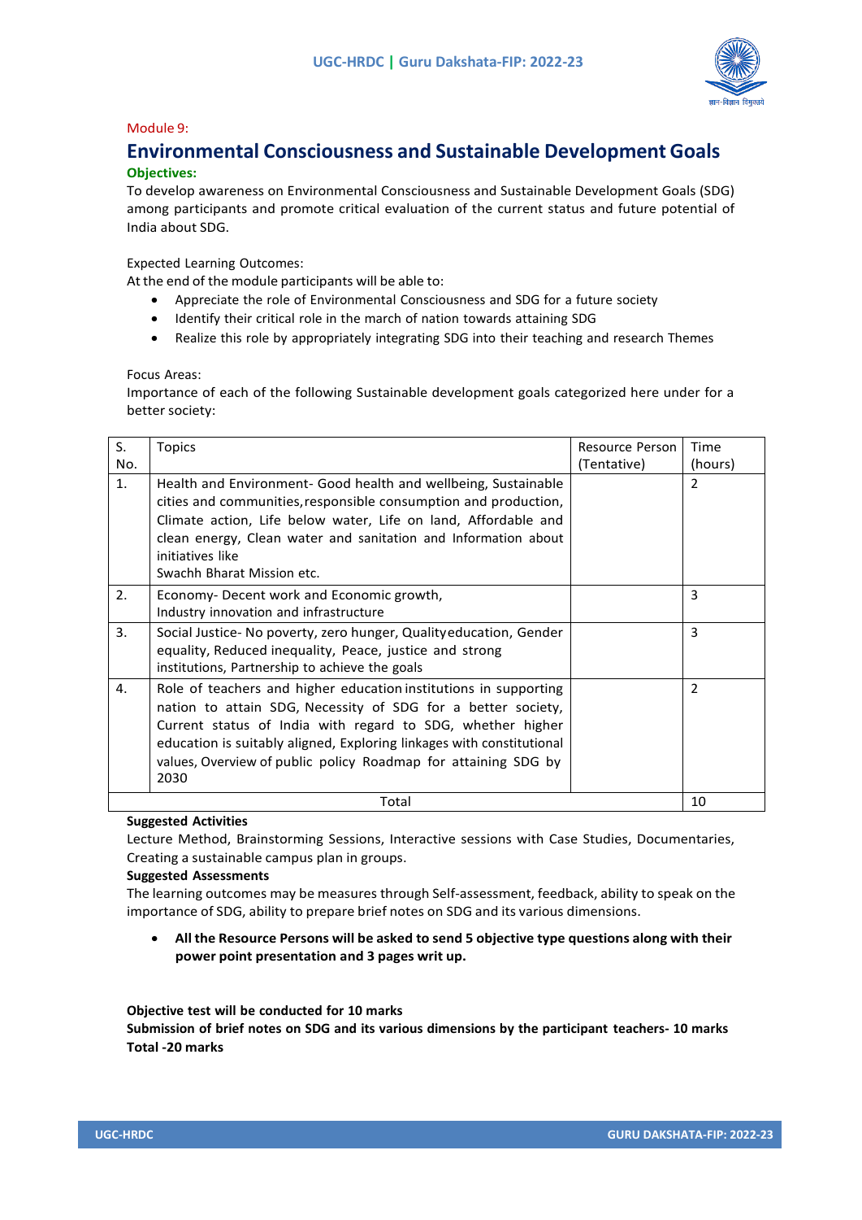Module 9:

## Environmental Consciousness and Sustainable Development Goals

**Objectives:**

To develop awareness on Environmental Consciousness and Sustainable Development Goals (SDG) among participants and promote critical evaluation of the current status and future potential of India about SDG.

Expected Learning Outcomes:

At the end of the module participants will be able to:

- Appreciate the role of Environmental Consciousness and SDG for a future society
- Identify their critical role in the march of nation towards attaining SDG
- Realize this role by appropriately integrating SDG into their teaching and research Themes

Focus Areas:

Importance of each of the following Sustainable development goals categorized here under for a better society:

| S. No. | Topics | Resource Person (Tentative) | Time (hours) |
|---|---|---|---|
| 1. | Health and Environment- Good health and wellbeing, Sustainable cities and communities, responsible consumption and production, Climate action, Life below water, Life on land, Affordable and clean energy, Clean water and sanitation and Information about initiatives like Swachh Bharat Mission etc. | | 2 |
| 2. | Economy- Decent work and Economic growth, Industry innovation and infrastructure | | 3 |
| 3. | Social Justice- No poverty, zero hunger, Quality education, Gender equality, Reduced inequality, Peace, justice and strong institutions, Partnership to achieve the goals | | 3 |
| 4. | Role of teachers and higher education institutions in supporting nation to attain SDG, Necessity of SDG for a better society, Current status of India with regard to SDG, whether higher education is suitably aligned, Exploring linkages with constitutional values, Overview of public policy Roadmap for attaining SDG by 2030 | | 2 |
| | Total | | 10 |

**Suggested Activities**

Lecture Method, Brainstorming Sessions, Interactive sessions with Case Studies, Documentaries, Creating a sustainable campus plan in groups.

**Suggested Assessments**

The learning outcomes may be measures through Self-assessment, feedback, ability to speak on the importance of SDG, ability to prepare brief notes on SDG and its various dimensions.

- **All the Resource Persons will be asked to send 5 objective type questions along with their power point presentation and 3 pages writ up.**

**Objective test will be conducted for 10 marks**

**Submission of brief notes on SDG and its various dimensions by the participant teachers- 10 marks**

**Total -20 marks**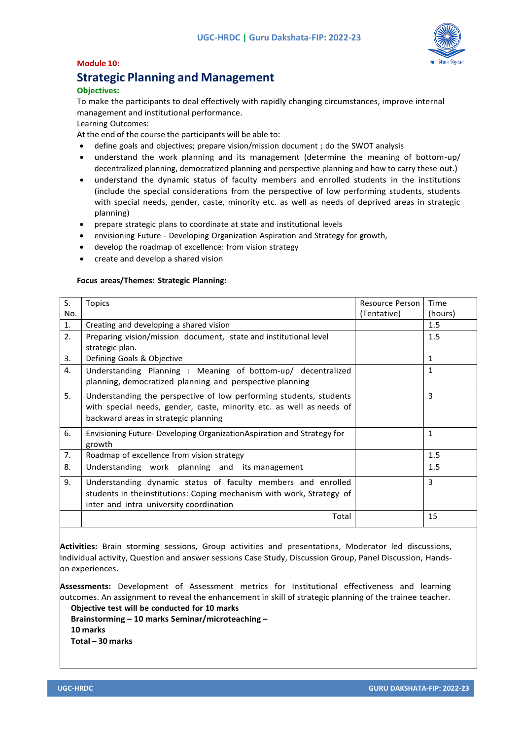**Module 10:**

## Strategic Planning and Management

**Objectives:**

To make the participants to deal effectively with rapidly changing circumstances, improve internal management and institutional performance.

Learning Outcomes:

At the end of the course the participants will be able to:

- define goals and objectives; prepare vision/mission document ; do the SWOT analysis
- understand the work planning and its management (determine the meaning of bottom-up/ decentralized planning, democratized planning and perspective planning and how to carry these out.)
- understand the dynamic status of faculty members and enrolled students in the institutions (include the special considerations from the perspective of low performing students, students with special needs, gender, caste, minority etc. as well as needs of deprived areas in strategic planning)
- prepare strategic plans to coordinate at state and institutional levels
- envisioning Future - Developing Organization Aspiration and Strategy for growth,
- develop the roadmap of excellence: from vision strategy
- create and develop a shared vision

**Focus areas/Themes: Strategic Planning:**

| S. No. | Topics | Resource Person (Tentative) | Time (hours) |
|---|---|---|---|
| 1. | Creating and developing a shared vision | | 1.5 |
| 2. | Preparing vision/mission document, state and institutional level strategic plan. | | 1.5 |
| 3. | Defining Goals & Objective | | 1 |
| 4. | Understanding Planning : Meaning of bottom-up/ decentralized planning, democratized planning and perspective planning | | 1 |
| 5. | Understanding the perspective of low performing students, students with special needs, gender, caste, minority etc. as well as needs of backward areas in strategic planning | | 3 |
| 6. | Envisioning Future- Developing OrganizationAspiration and Strategy for growth | | 1 |
| 7. | Roadmap of excellence from vision strategy | | 1.5 |
| 8. | Understanding work planning and its management | | 1.5 |
| 9. | Understanding dynamic status of faculty members and enrolled students in theinstitutions: Coping mechanism with work, Strategy of inter and intra university coordination | | 3 |
| | Total | | 15 |

**Activities:** Brain storming sessions, Group activities and presentations, Moderator led discussions, Individual activity, Question and answer sessions Case Study, Discussion Group, Panel Discussion, Hands-on experiences.

**Assessments:** Development of Assessment metrics for Institutional effectiveness and learning outcomes. An assignment to reveal the enhancement in skill of strategic planning of the trainee teacher.

**Objective test will be conducted for 10 marks**
**Brainstorming – 10 marks Seminar/microteaching – 10 marks**
**Total – 30 marks**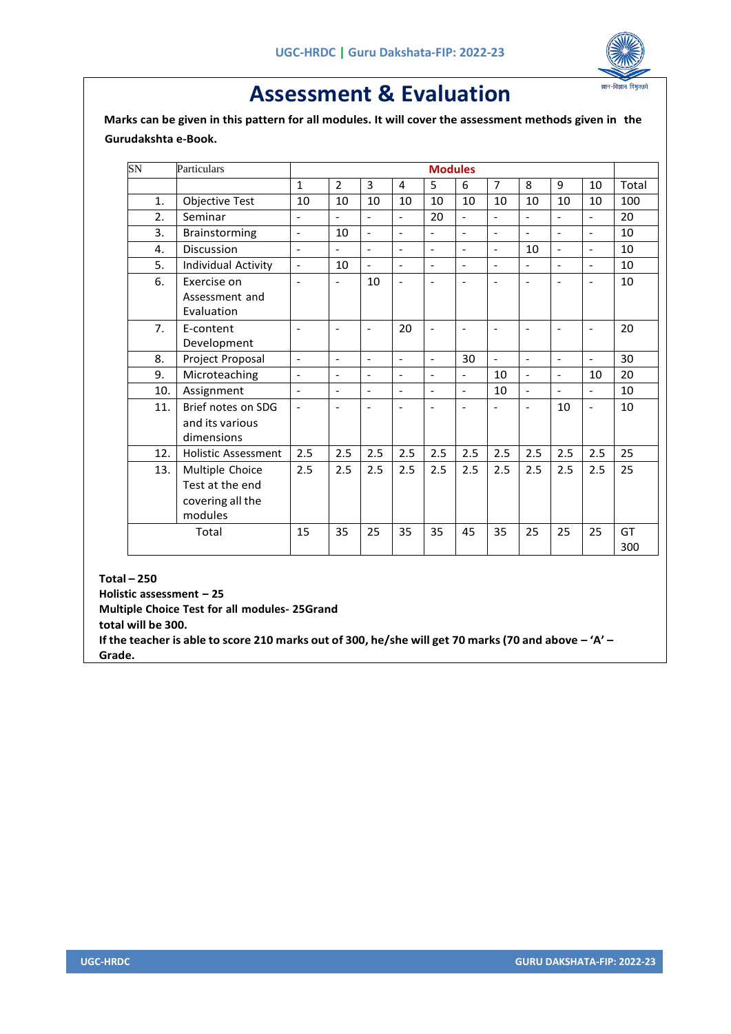# Assessment & Evaluation

**Marks can be given in this pattern for all modules. It will cover the assessment methods given in the Gurudakshta e-Book.**

| SN | Particulars | Modules | | | | | | | | | | |
|---|---|---|---|---|---|---|---|---|---|---|---|---|
| | | 1 | 2 | 3 | 4 | 5 | 6 | 7 | 8 | 9 | 10 | Total |
| 1. | Objective Test | 10 | 10 | 10 | 10 | 10 | 10 | 10 | 10 | 10 | 10 | 100 |
| 2. | Seminar | - | - | - | - | 20 | - | - | - | - | - | 20 |
| 3. | Brainstorming | - | 10 | - | - | - | - | - | - | - | - | 10 |
| 4. | Discussion | - | - | - | - | - | - | - | 10 | - | - | 10 |
| 5. | Individual Activity | - | 10 | - | - | - | - | - | - | - | - | 10 |
| 6. | Exercise on Assessment and Evaluation | - | - | 10 | - | - | - | - | - | - | - | 10 |
| 7. | E-content Development | - | - | - | 20 | - | - | - | - | - | - | 20 |
| 8. | Project Proposal | - | - | - | - | - | 30 | - | - | - | - | 30 |
| 9. | Microteaching | - | - | - | - | - | - | 10 | - | - | 10 | 20 |
| 10. | Assignment | - | - | - | - | - | - | 10 | - | - | - | 10 |
| 11. | Brief notes on SDG and its various dimensions | - | - | - | - | - | - | - | - | 10 | - | 10 |
| 12. | Holistic Assessment | 2.5 | 2.5 | 2.5 | 2.5 | 2.5 | 2.5 | 2.5 | 2.5 | 2.5 | 2.5 | 25 |
| 13. | Multiple Choice Test at the end covering all the modules | 2.5 | 2.5 | 2.5 | 2.5 | 2.5 | 2.5 | 2.5 | 2.5 | 2.5 | 2.5 | 25 |
| Total | | 15 | 35 | 25 | 35 | 35 | 45 | 35 | 25 | 25 | 25 | GT 300 |

**Total – 250**
**Holistic assessment – 25**
**Multiple Choice Test for all modules- 25Grand**
**total will be 300.**
**If the teacher is able to score 210 marks out of 300, he/she will get 70 marks (70 and above – 'A' – Grade.**